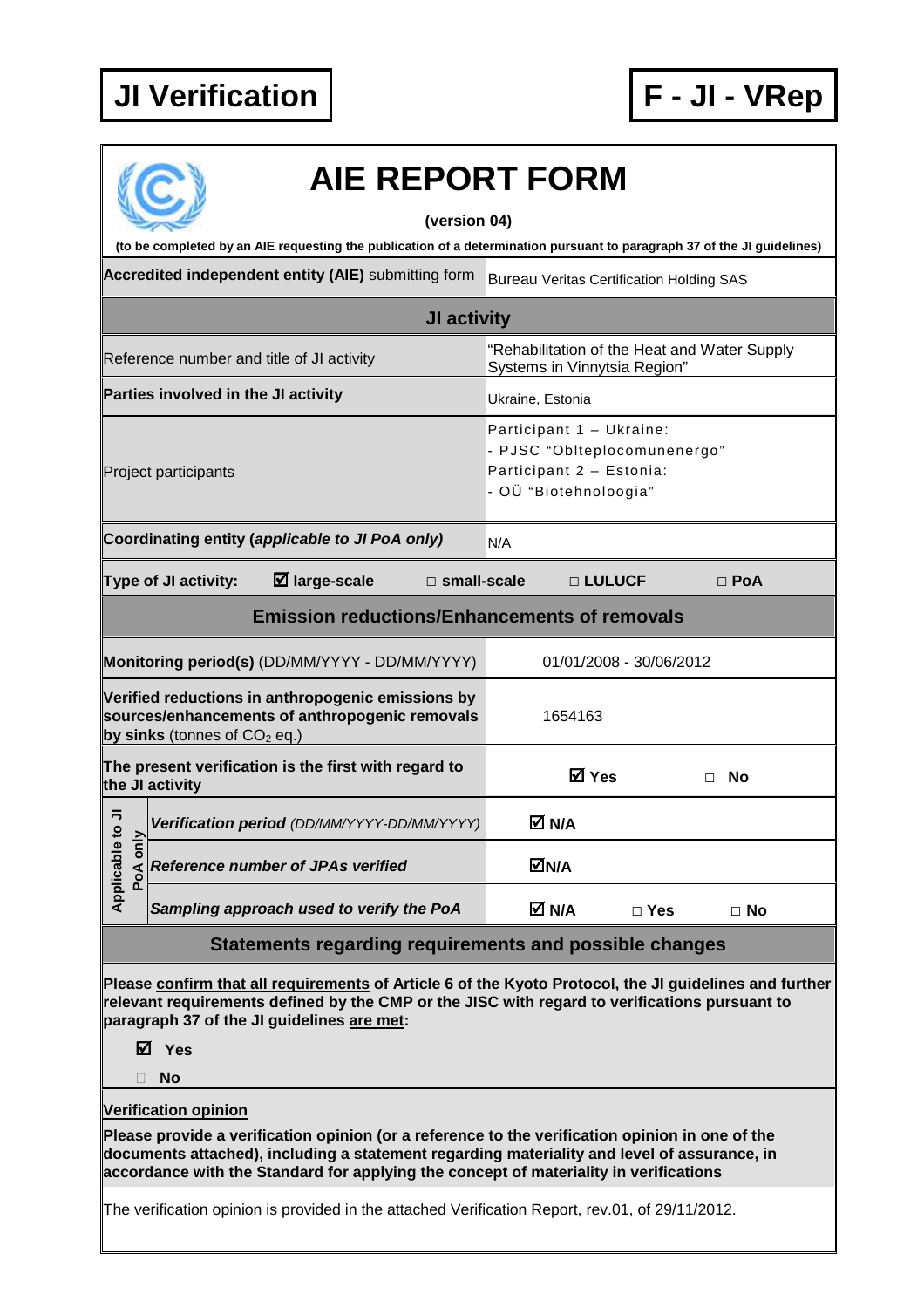# JI Verification

# F - JI - VRep

## AIE REPORT FORM

**(version 04)**

**(to be completed by an AIE requesting the publication of a determination pursuant to paragraph 37 of the JI guidelines)**

| **Accredited independent entity (AIE)** submitting form | Bureau Veritas Certification Holding SAS | | |
|---|---|---|---|
| **JI activity** | | | |
| Reference number and title of JI activity | "Rehabilitation of the Heat and Water Supply Systems in Vinnytsia Region" | | |
| **Parties involved in the JI activity** | Ukraine, Estonia | | |
| Project participants | Participant 1 – Ukraine:<br>- PJSC "Oblteplocomunenergo"<br>Participant 2 – Estonia:<br>- OÜ "Biotehnoloogia" | | |
| **Coordinating entity (*applicable to JI PoA only*)** | N/A | | |
| **Type of JI activity:** ☑ **large-scale** | □ **small-scale** | □ **LULUCF** | □ **PoA** |
| **Emission reductions/Enhancements of removals** | | | |
| **Monitoring period(s)** (DD/MM/YYYY - DD/MM/YYYY) | 01/01/2008 - 30/06/2012 | | |
| **Verified reductions in anthropogenic emissions by sources/enhancements of anthropogenic removals by sinks** (tonnes of $CO_2$ eq.) | 1654163 | | |
| **The present verification is the first with regard to the JI activity** | ☑ **Yes** | □ **No** | |
| *Applicable to JI PoA only* – ***Verification period*** *(DD/MM/YYYY-DD/MM/YYYY)* | ☑ **N/A** | | |
| *Applicable to JI PoA only* – ***Reference number of JPAs verified*** | ☑**N/A** | | |
| *Applicable to JI PoA only* – ***Sampling approach used to verify the PoA*** | ☑ **N/A** | □ **Yes** | □ **No** |

### Statements regarding requirements and possible changes

**Please confirm that all requirements of Article 6 of the Kyoto Protocol, the JI guidelines and further relevant requirements defined by the CMP or the JISC with regard to verifications pursuant to paragraph 37 of the JI guidelines are met:**

☑ **Yes**

□ **No**

**Verification opinion**

**Please provide a verification opinion (or a reference to the verification opinion in one of the documents attached), including a statement regarding materiality and level of assurance, in accordance with the Standard for applying the concept of materiality in verifications**

The verification opinion is provided in the attached Verification Report, rev.01, of 29/11/2012.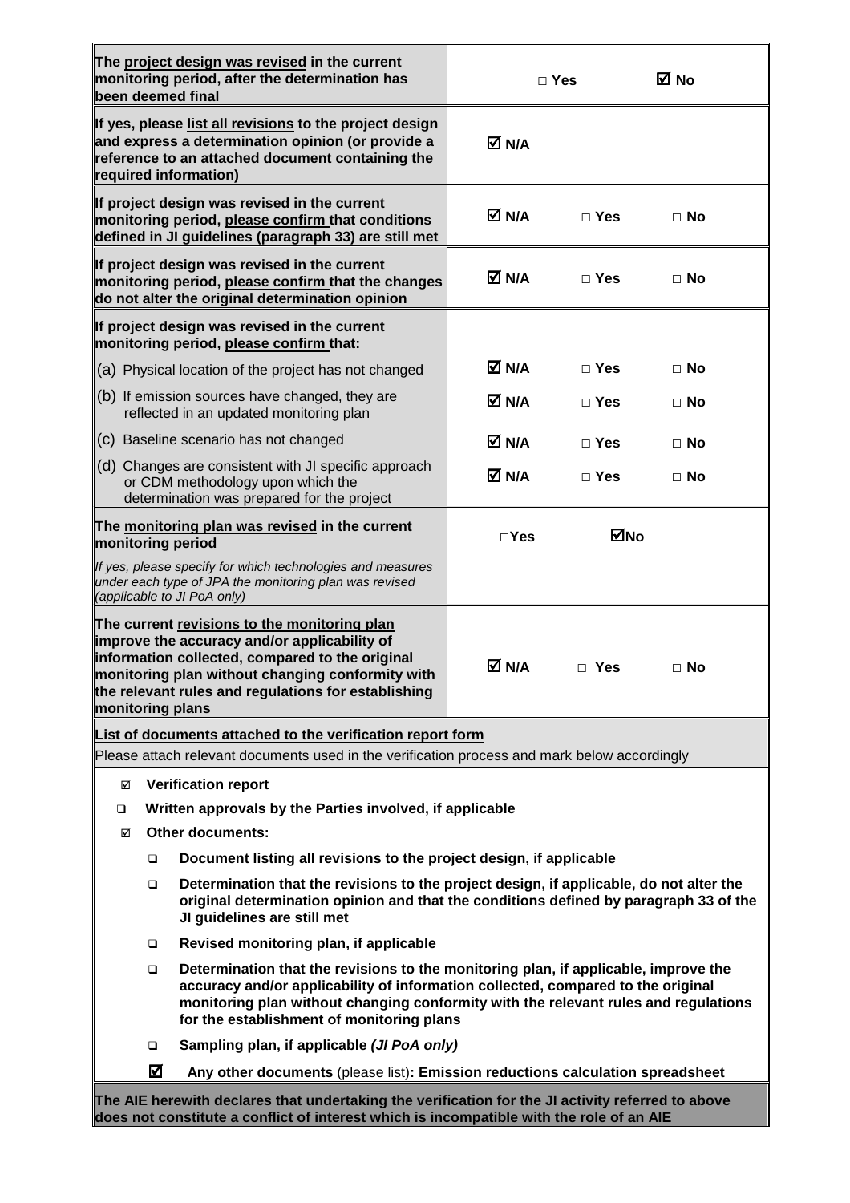| | | | |
|---|---|---|---|
| **The project design was revised in the current monitoring period, after the determination has been deemed final** | | □ **Yes** | ☑ **No** |
| **If yes, please list all revisions to the project design and express a determination opinion (or provide a reference to an attached document containing the required information)** | ☑ **N/A** | | |
| **If project design was revised in the current monitoring period, please confirm that conditions defined in JI guidelines (paragraph 33) are still met** | ☑ **N/A** | □ **Yes** | □ **No** |
| **If project design was revised in the current monitoring period, please confirm that the changes do not alter the original determination opinion** | ☑ **N/A** | □ **Yes** | □ **No** |
| **If project design was revised in the current monitoring period, please confirm that:** | | | |
| (a) Physical location of the project has not changed | ☑ **N/A** | □ **Yes** | □ **No** |
| (b) If emission sources have changed, they are reflected in an updated monitoring plan | ☑ **N/A** | □ **Yes** | □ **No** |
| (c) Baseline scenario has not changed | ☑ **N/A** | □ **Yes** | □ **No** |
| (d) Changes are consistent with JI specific approach or CDM methodology upon which the determination was prepared for the project | ☑ **N/A** | □ **Yes** | □ **No** |
| **The monitoring plan was revised in the current monitoring period**<br>*If yes, please specify for which technologies and measures under each type of JPA the monitoring plan was revised (applicable to JI PoA only)* | □**Yes** | ☑**No** | |
| **The current revisions to the monitoring plan improve the accuracy and/or applicability of information collected, compared to the original monitoring plan without changing conformity with the relevant rules and regulations for establishing monitoring plans** | ☑ **N/A** | □ **Yes** | □ **No** |

**List of documents attached to the verification report form**

Please attach relevant documents used in the verification process and mark below accordingly

- ☑ **Verification report**
- ❑ **Written approvals by the Parties involved, if applicable**
- ☑ **Other documents:**
  - ❑ **Document listing all revisions to the project design, if applicable**
  - ❑ **Determination that the revisions to the project design, if applicable, do not alter the original determination opinion and that the conditions defined by paragraph 33 of the JI guidelines are still met**
  - ❑ **Revised monitoring plan, if applicable**
  - ❑ **Determination that the revisions to the monitoring plan, if applicable, improve the accuracy and/or applicability of information collected, compared to the original monitoring plan without changing conformity with the relevant rules and regulations for the establishment of monitoring plans**
  - ❑ **Sampling plan, if applicable *(JI PoA only)***
  - ☑ **Any other documents** (please list)**: Emission reductions calculation spreadsheet**

**The AIE herewith declares that undertaking the verification for the JI activity referred to above does not constitute a conflict of interest which is incompatible with the role of an AIE**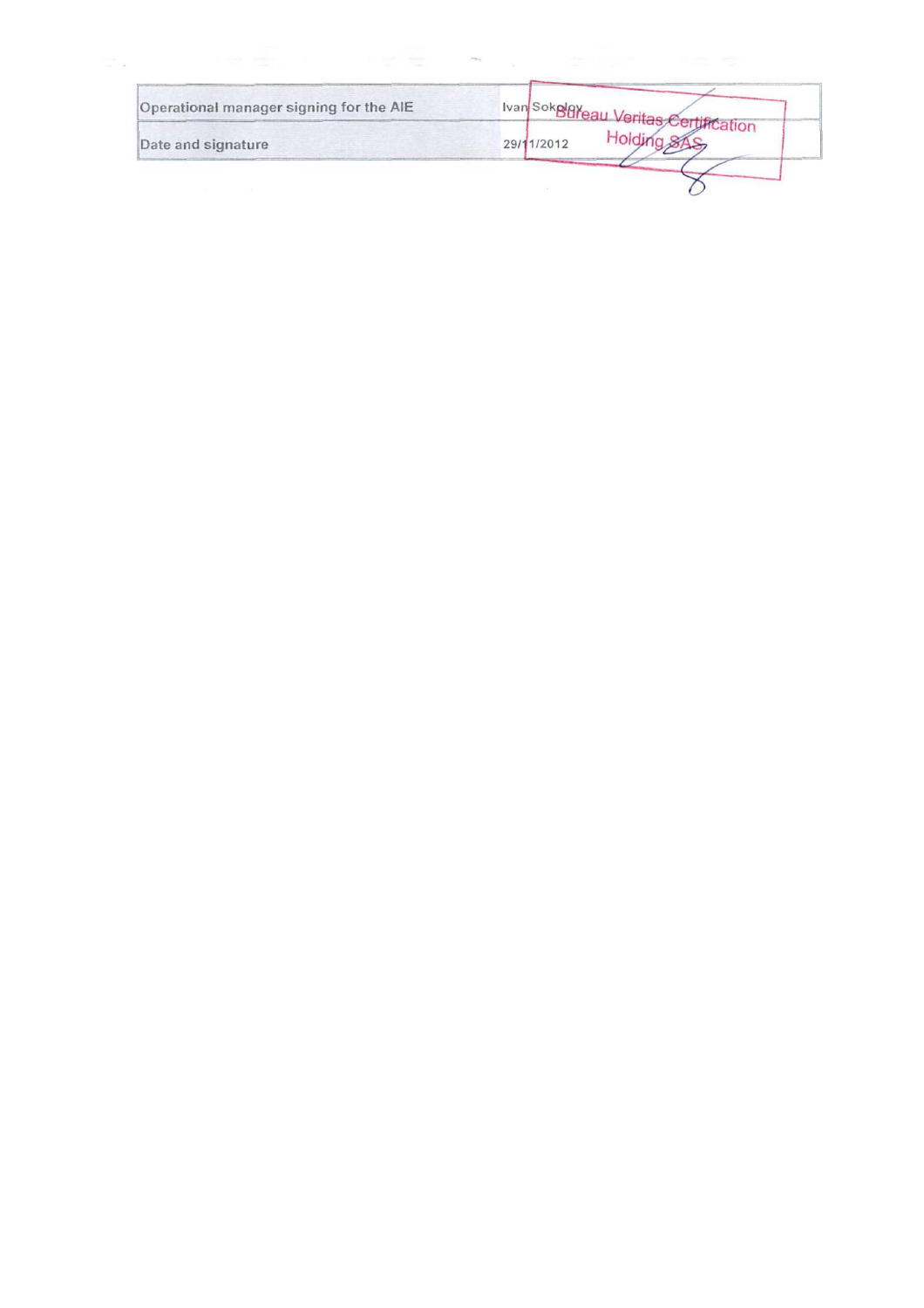| | |
|---|---|
| Operational manager signing for the AIE | Ivan Sokolov |
| Date and signature | 29/11/2012 |

Bureau Veritas Certification Holding SAS